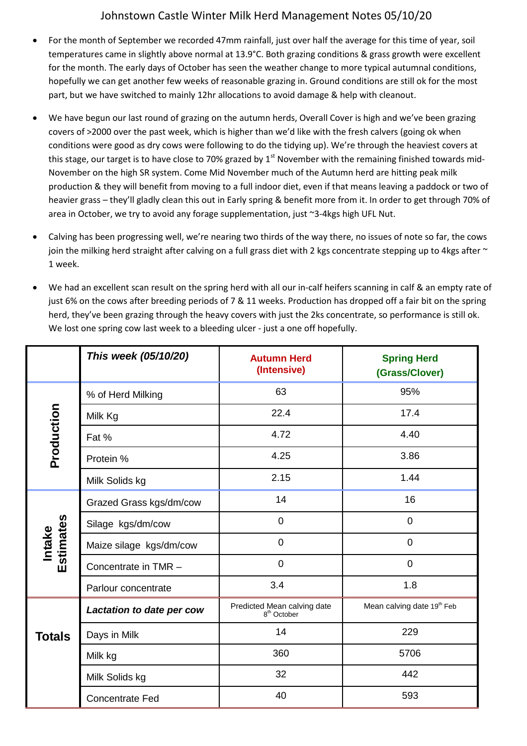# Johnstown Castle Winter Milk Herd Management Notes 05/10/20

- For the month of September we recorded 47mm rainfall, just over half the average for this time of year, soil temperatures came in slightly above normal at 13.9°C. Both grazing conditions & grass growth were excellent for the month. The early days of October has seen the weather change to more typical autumnal conditions, hopefully we can get another few weeks of reasonable grazing in. Ground conditions are still ok for the most part, but we have switched to mainly 12hr allocations to avoid damage & help with cleanout.

- We have begun our last round of grazing on the autumn herds, Overall Cover is high and we've been grazing covers of >2000 over the past week, which is higher than we'd like with the fresh calvers (going ok when conditions were good as dry cows were following to do the tidying up). We're through the heaviest covers at this stage, our target is to have close to 70% grazed by 1st November with the remaining finished towards mid-November on the high SR system. Come Mid November much of the Autumn herd are hitting peak milk production & they will benefit from moving to a full indoor diet, even if that means leaving a paddock or two of heavier grass – they'll gladly clean this out in Early spring & benefit more from it. In order to get through 70% of area in October, we try to avoid any forage supplementation, just ~3-4kgs high UFL Nut.

- Calving has been progressing well, we're nearing two thirds of the way there, no issues of note so far, the cows join the milking herd straight after calving on a full grass diet with 2 kgs concentrate stepping up to 4kgs after ~ 1 week.

- We had an excellent scan result on the spring herd with all our in-calf heifers scanning in calf & an empty rate of just 6% on the cows after breeding periods of 7 & 11 weeks. Production has dropped off a fair bit on the spring herd, they've been grazing through the heavy covers with just the 2ks concentrate, so performance is still ok. We lost one spring cow last week to a bleeding ulcer - just a one off hopefully.

| | ***This week (05/10/20)*** | **Autumn Herd (Intensive)** | **Spring Herd (Grass/Clover)** |
|---|---|---|---|
| **Production** | % of Herd Milking | 63 | 95% |
| | Milk Kg | 22.4 | 17.4 |
| | Fat % | 4.72 | 4.40 |
| | Protein % | 4.25 | 3.86 |
| | Milk Solids kg | 2.15 | 1.44 |
| **Intake Estimates** | Grazed Grass kgs/dm/cow | 14 | 16 |
| | Silage kgs/dm/cow | 0 | 0 |
| | Maize silage kgs/dm/cow | 0 | 0 |
| | Concentrate in TMR – | 0 | 0 |
| | Parlour concentrate | 3.4 | 1.8 |
| **Totals** | ***Lactation to date per cow*** | Predicted Mean calving date 8th October | Mean calving date 19th Feb |
| | Days in Milk | 14 | 229 |
| | Milk kg | 360 | 5706 |
| | Milk Solids kg | 32 | 442 |
| | Concentrate Fed | 40 | 593 |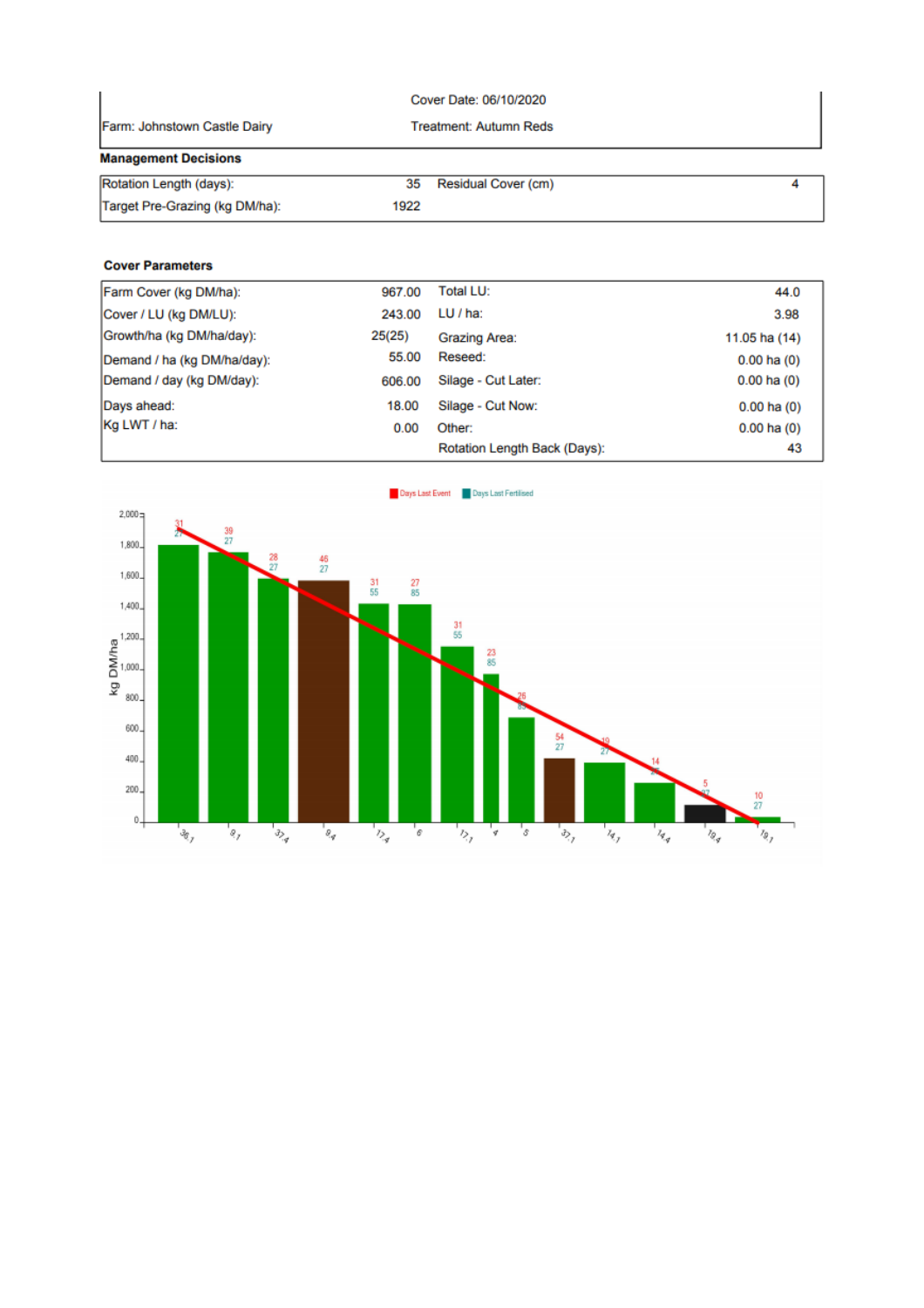| | |
|---|---|
| Farm: Johnstown Castle Dairy | Cover Date: 06/10/2020 |
| | Treatment: Autumn Reds |

**Management Decisions**

| | | | |
|---|---|---|---|
| Rotation Length (days): | 35 | Residual Cover (cm) | 4 |
| Target Pre-Grazing (kg DM/ha): | 1922 | | |

**Cover Parameters**

| | | | |
|---|---|---|---|
| Farm Cover (kg DM/ha): | 967.00 | Total LU: | 44.0 |
| Cover / LU (kg DM/LU): | 243.00 | LU / ha: | 3.98 |
| Growth/ha (kg DM/ha/day): | 25(25) | Grazing Area: | 11.05 ha (14) |
| Demand / ha (kg DM/ha/day): | 55.00 | Reseed: | 0.00 ha (0) |
| Demand / day (kg DM/day): | 606.00 | Silage - Cut Later: | 0.00 ha (0) |
| Days ahead: | 18.00 | Silage - Cut Now: | 0.00 ha (0) |
| Kg LWT / ha: | 0.00 | Other: | 0.00 ha (0) |
| | | Rotation Length Back (Days): | 43 |

Days Last Event
Days Last Fertilised

kg DM/ha

2,000
1,800
1,600
1,400
1,200
1,000
800
600
400
200
0

31 27
39 27
28 27
46 27
31 55
27 85
31 55
23 85
26 85
54 27
19 27
14 27
5 27
10 27

36.1
8.1
37.4
9.4
17.4
6
17.1
4
5
37.1
14.1
14.4
19.4
19.1